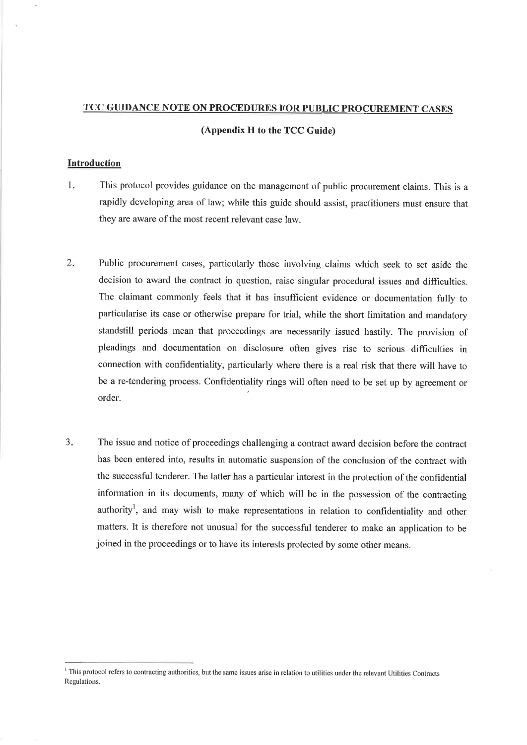# TCC GUIDANCE NOTE ON PROCEDURES FOR PUBLIC PROCUREMENT CASES

## (Appendix H to the TCC Guide)

### Introduction

1. This protocol provides guidance on the management of public procurement claims. This is a rapidly developing area of law; while this guide should assist, practitioners must ensure that they are aware of the most recent relevant case law.

2. Public procurement cases, particularly those involving claims which seek to set aside the decision to award the contract in question, raise singular procedural issues and difficulties. The claimant commonly feels that it has insufficient evidence or documentation fully to particularise its case or otherwise prepare for trial, while the short limitation and mandatory standstill periods mean that proceedings are necessarily issued hastily. The provision of pleadings and documentation on disclosure often gives rise to serious difficulties in connection with confidentiality, particularly where there is a real risk that there will have to be a re-tendering process. Confidentiality rings will often need to be set up by agreement or order.

3. The issue and notice of proceedings challenging a contract award decision before the contract has been entered into, results in automatic suspension of the conclusion of the contract with the successful tenderer. The latter has a particular interest in the protection of the confidential information in its documents, many of which will be in the possession of the contracting authority[1], and may wish to make representations in relation to confidentiality and other matters. It is therefore not unusual for the successful tenderer to make an application to be joined in the proceedings or to have its interests protected by some other means.

---

[1] This protocol refers to contracting authorities, but the same issues arise in relation to utilities under the relevant Utilities Contracts Regulations.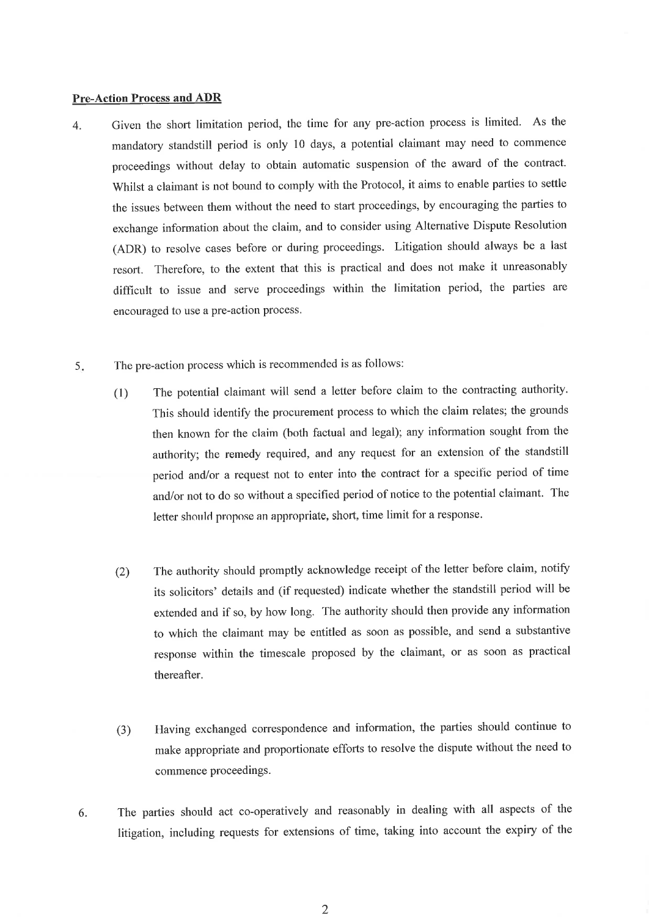**Pre-Action Process and ADR**

4. Given the short limitation period, the time for any pre-action process is limited. As the mandatory standstill period is only 10 days, a potential claimant may need to commence proceedings without delay to obtain automatic suspension of the award of the contract. Whilst a claimant is not bound to comply with the Protocol, it aims to enable parties to settle the issues between them without the need to start proceedings, by encouraging the parties to exchange information about the claim, and to consider using Alternative Dispute Resolution (ADR) to resolve cases before or during proceedings. Litigation should always be a last resort. Therefore, to the extent that this is practical and does not make it unreasonably difficult to issue and serve proceedings within the limitation period, the parties are encouraged to use a pre-action process.

5. The pre-action process which is recommended is as follows:

   (1) The potential claimant will send a letter before claim to the contracting authority. This should identify the procurement process to which the claim relates; the grounds then known for the claim (both factual and legal); any information sought from the authority; the remedy required, and any request for an extension of the standstill period and/or a request not to enter into the contract for a specific period of time and/or not to do so without a specified period of notice to the potential claimant. The letter should propose an appropriate, short, time limit for a response.

   (2) The authority should promptly acknowledge receipt of the letter before claim, notify its solicitors' details and (if requested) indicate whether the standstill period will be extended and if so, by how long. The authority should then provide any information to which the claimant may be entitled as soon as possible, and send a substantive response within the timescale proposed by the claimant, or as soon as practical thereafter.

   (3) Having exchanged correspondence and information, the parties should continue to make appropriate and proportionate efforts to resolve the dispute without the need to commence proceedings.

6. The parties should act co-operatively and reasonably in dealing with all aspects of the litigation, including requests for extensions of time, taking into account the expiry of the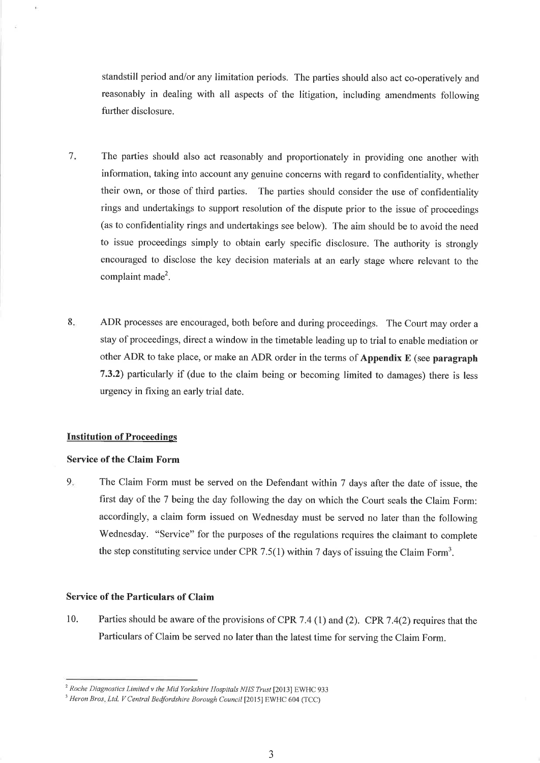standstill period and/or any limitation periods. The parties should also act co-operatively and reasonably in dealing with all aspects of the litigation, including amendments following further disclosure.

7. The parties should also act reasonably and proportionately in providing one another with information, taking into account any genuine concerns with regard to confidentiality, whether their own, or those of third parties. The parties should consider the use of confidentiality rings and undertakings to support resolution of the dispute prior to the issue of proceedings (as to confidentiality rings and undertakings see below). The aim should be to avoid the need to issue proceedings simply to obtain early specific disclosure. The authority is strongly encouraged to disclose the key decision materials at an early stage where relevant to the complaint made[2].

8. ADR processes are encouraged, both before and during proceedings. The Court may order a stay of proceedings, direct a window in the timetable leading up to trial to enable mediation or other ADR to take place, or make an ADR order in the terms of **Appendix E** (see **paragraph 7.3.2**) particularly if (due to the claim being or becoming limited to damages) there is less urgency in fixing an early trial date.

## Institution of Proceedings

### Service of the Claim Form

9. The Claim Form must be served on the Defendant within 7 days after the date of issue, the first day of the 7 being the day following the day on which the Court seals the Claim Form: accordingly, a claim form issued on Wednesday must be served no later than the following Wednesday. "Service" for the purposes of the regulations requires the claimant to complete the step constituting service under CPR 7.5(1) within 7 days of issuing the Claim Form[3].

### Service of the Particulars of Claim

10. Parties should be aware of the provisions of CPR 7.4 (1) and (2). CPR 7.4(2) requires that the Particulars of Claim be served no later than the latest time for serving the Claim Form.

---

[2] *Roche Diagnostics Limited v the Mid Yorkshire Hospitals NHS Trust* [2013] EWHC 933

[3] *Heron Bros. Ltd. V Central Bedfordshire Borough Council* [2015] EWHC 604 (TCC)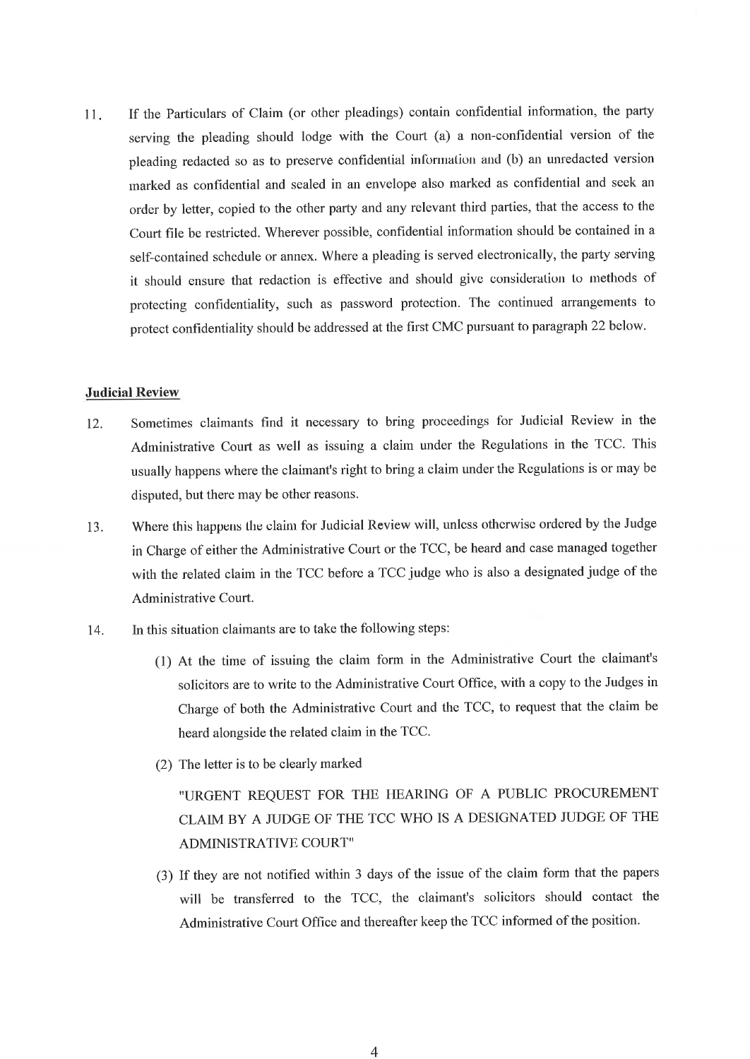11. If the Particulars of Claim (or other pleadings) contain confidential information, the party serving the pleading should lodge with the Court (a) a non-confidential version of the pleading redacted so as to preserve confidential information and (b) an unredacted version marked as confidential and sealed in an envelope also marked as confidential and seek an order by letter, copied to the other party and any relevant third parties, that the access to the Court file be restricted. Wherever possible, confidential information should be contained in a self-contained schedule or annex. Where a pleading is served electronically, the party serving it should ensure that redaction is effective and should give consideration to methods of protecting confidentiality, such as password protection. The continued arrangements to protect confidentiality should be addressed at the first CMC pursuant to paragraph 22 below.

**Judicial Review**

12. Sometimes claimants find it necessary to bring proceedings for Judicial Review in the Administrative Court as well as issuing a claim under the Regulations in the TCC. This usually happens where the claimant's right to bring a claim under the Regulations is or may be disputed, but there may be other reasons.

13. Where this happens the claim for Judicial Review will, unless otherwise ordered by the Judge in Charge of either the Administrative Court or the TCC, be heard and case managed together with the related claim in the TCC before a TCC judge who is also a designated judge of the Administrative Court.

14. In this situation claimants are to take the following steps:

    (1) At the time of issuing the claim form in the Administrative Court the claimant's solicitors are to write to the Administrative Court Office, with a copy to the Judges in Charge of both the Administrative Court and the TCC, to request that the claim be heard alongside the related claim in the TCC.

    (2) The letter is to be clearly marked

    "URGENT REQUEST FOR THE HEARING OF A PUBLIC PROCUREMENT CLAIM BY A JUDGE OF THE TCC WHO IS A DESIGNATED JUDGE OF THE ADMINISTRATIVE COURT"

    (3) If they are not notified within 3 days of the issue of the claim form that the papers will be transferred to the TCC, the claimant's solicitors should contact the Administrative Court Office and thereafter keep the TCC informed of the position.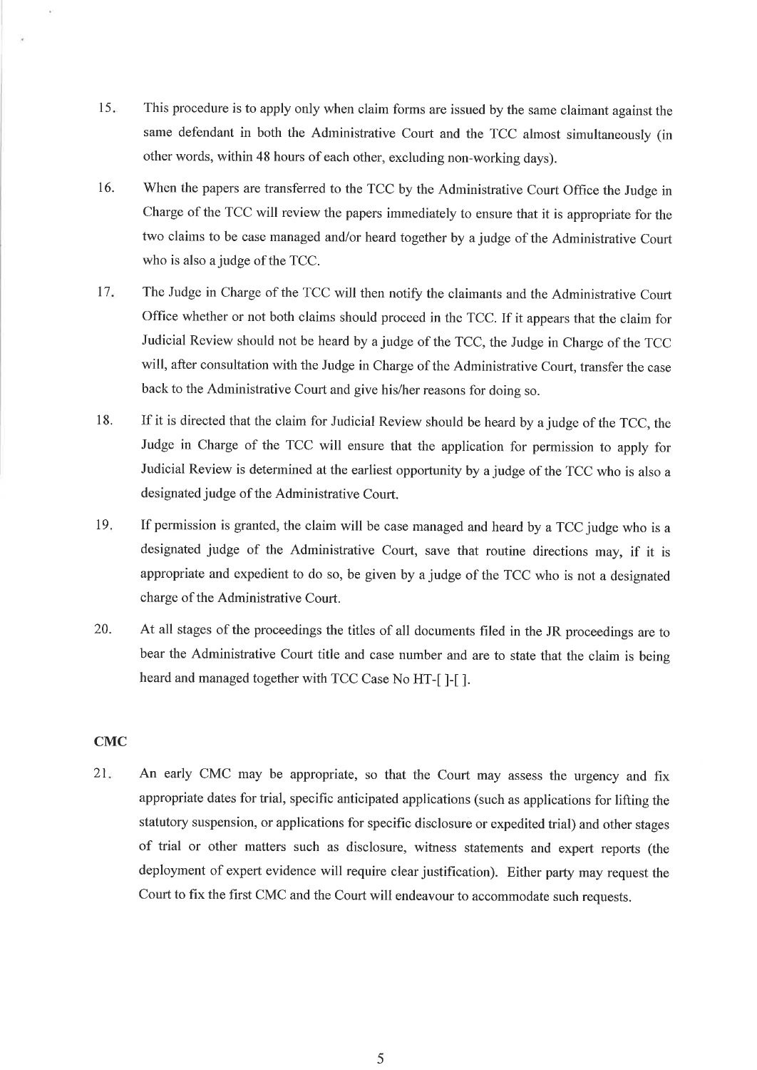15. This procedure is to apply only when claim forms are issued by the same claimant against the same defendant in both the Administrative Court and the TCC almost simultaneously (in other words, within 48 hours of each other, excluding non-working days).

16. When the papers are transferred to the TCC by the Administrative Court Office the Judge in Charge of the TCC will review the papers immediately to ensure that it is appropriate for the two claims to be case managed and/or heard together by a judge of the Administrative Court who is also a judge of the TCC.

17. The Judge in Charge of the TCC will then notify the claimants and the Administrative Court Office whether or not both claims should proceed in the TCC. If it appears that the claim for Judicial Review should not be heard by a judge of the TCC, the Judge in Charge of the TCC will, after consultation with the Judge in Charge of the Administrative Court, transfer the case back to the Administrative Court and give his/her reasons for doing so.

18. If it is directed that the claim for Judicial Review should be heard by a judge of the TCC, the Judge in Charge of the TCC will ensure that the application for permission to apply for Judicial Review is determined at the earliest opportunity by a judge of the TCC who is also a designated judge of the Administrative Court.

19. If permission is granted, the claim will be case managed and heard by a TCC judge who is a designated judge of the Administrative Court, save that routine directions may, if it is appropriate and expedient to do so, be given by a judge of the TCC who is not a designated charge of the Administrative Court.

20. At all stages of the proceedings the titles of all documents filed in the JR proceedings are to bear the Administrative Court title and case number and are to state that the claim is being heard and managed together with TCC Case No HT-[ ]-[ ].

**CMC**

21. An early CMC may be appropriate, so that the Court may assess the urgency and fix appropriate dates for trial, specific anticipated applications (such as applications for lifting the statutory suspension, or applications for specific disclosure or expedited trial) and other stages of trial or other matters such as disclosure, witness statements and expert reports (the deployment of expert evidence will require clear justification). Either party may request the Court to fix the first CMC and the Court will endeavour to accommodate such requests.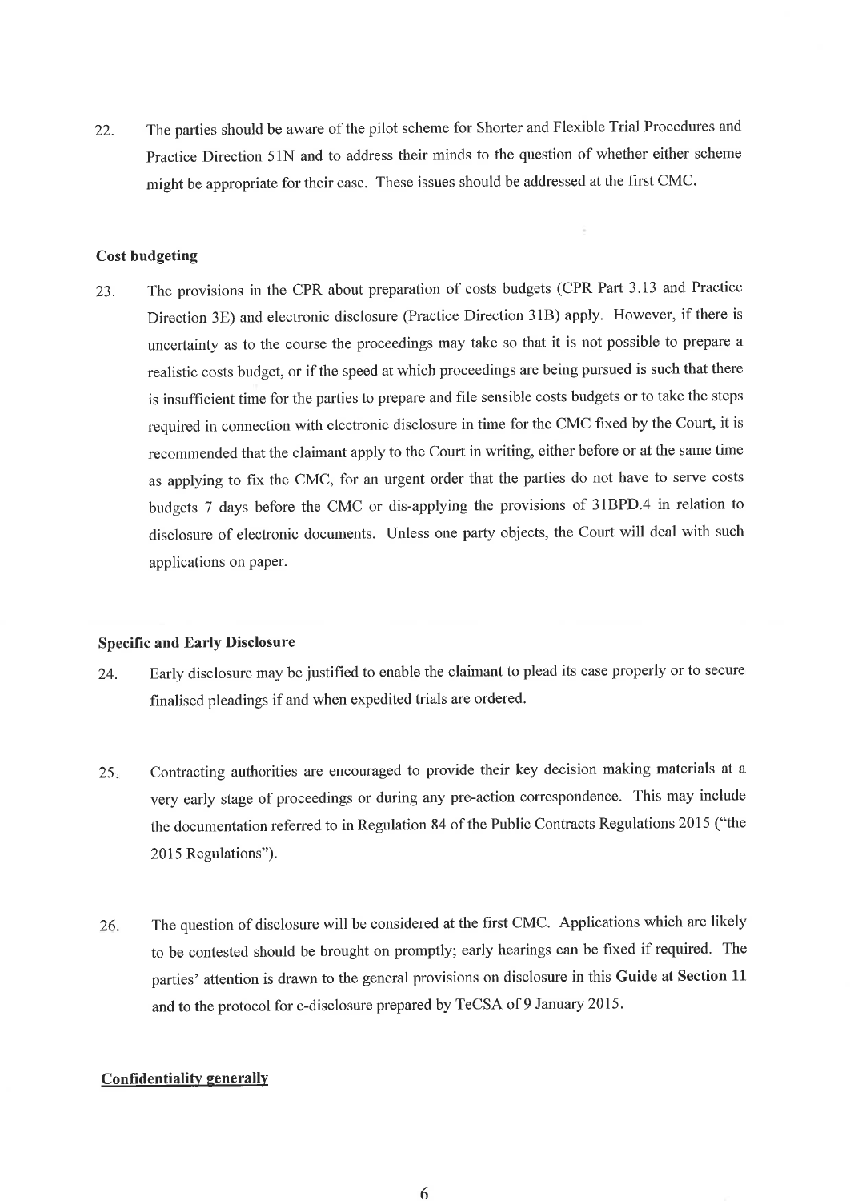22. The parties should be aware of the pilot scheme for Shorter and Flexible Trial Procedures and Practice Direction 51N and to address their minds to the question of whether either scheme might be appropriate for their case. These issues should be addressed at the first CMC.

**Cost budgeting**

23. The provisions in the CPR about preparation of costs budgets (CPR Part 3.13 and Practice Direction 3E) and electronic disclosure (Practice Direction 31B) apply. However, if there is uncertainty as to the course the proceedings may take so that it is not possible to prepare a realistic costs budget, or if the speed at which proceedings are being pursued is such that there is insufficient time for the parties to prepare and file sensible costs budgets or to take the steps required in connection with electronic disclosure in time for the CMC fixed by the Court, it is recommended that the claimant apply to the Court in writing, either before or at the same time as applying to fix the CMC, for an urgent order that the parties do not have to serve costs budgets 7 days before the CMC or dis-applying the provisions of 31BPD.4 in relation to disclosure of electronic documents. Unless one party objects, the Court will deal with such applications on paper.

**Specific and Early Disclosure**

24. Early disclosure may be justified to enable the claimant to plead its case properly or to secure finalised pleadings if and when expedited trials are ordered.

25. Contracting authorities are encouraged to provide their key decision making materials at a very early stage of proceedings or during any pre-action correspondence. This may include the documentation referred to in Regulation 84 of the Public Contracts Regulations 2015 ("the 2015 Regulations").

26. The question of disclosure will be considered at the first CMC. Applications which are likely to be contested should be brought on promptly; early hearings can be fixed if required. The parties' attention is drawn to the general provisions on disclosure in this **Guide** at **Section 11** and to the protocol for e-disclosure prepared by TeCSA of 9 January 2015.

**Confidentiality generally**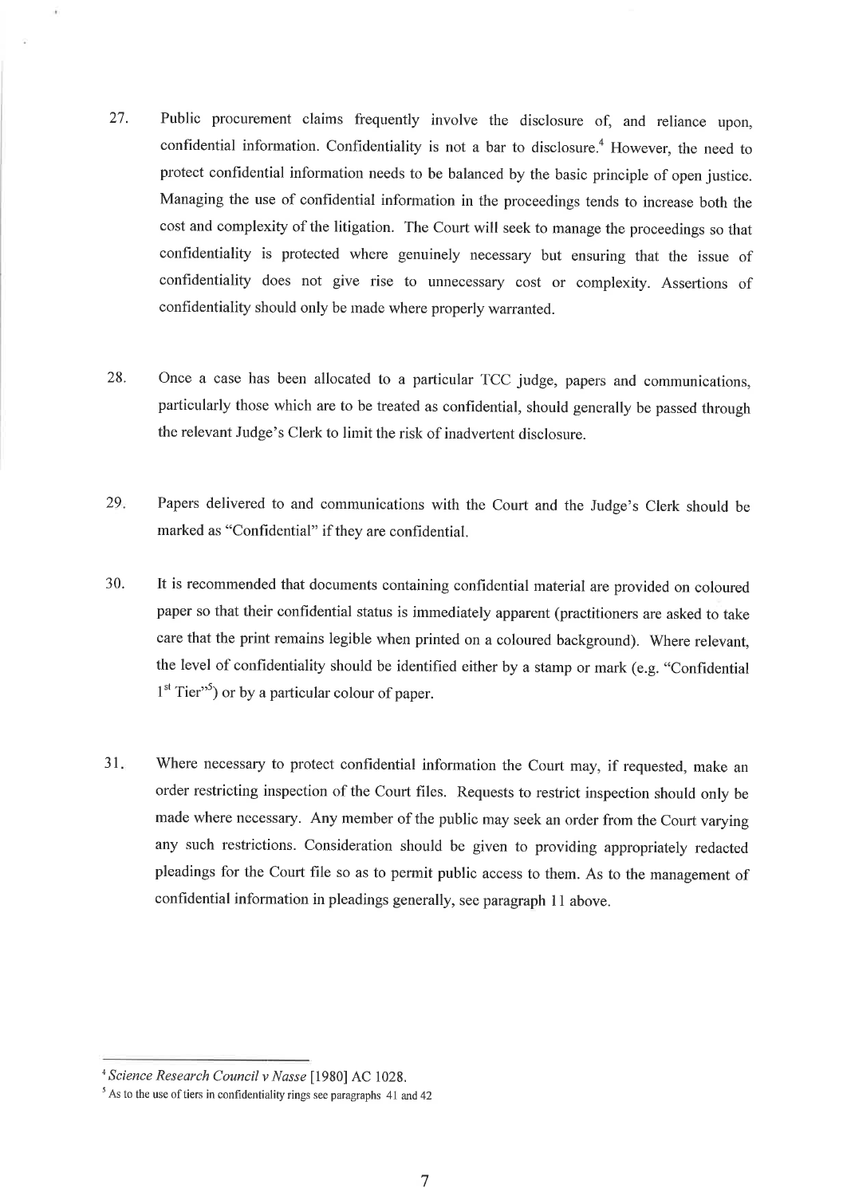27. Public procurement claims frequently involve the disclosure of, and reliance upon, confidential information. Confidentiality is not a bar to disclosure.[4] However, the need to protect confidential information needs to be balanced by the basic principle of open justice. Managing the use of confidential information in the proceedings tends to increase both the cost and complexity of the litigation. The Court will seek to manage the proceedings so that confidentiality is protected where genuinely necessary but ensuring that the issue of confidentiality does not give rise to unnecessary cost or complexity. Assertions of confidentiality should only be made where properly warranted.

28. Once a case has been allocated to a particular TCC judge, papers and communications, particularly those which are to be treated as confidential, should generally be passed through the relevant Judge's Clerk to limit the risk of inadvertent disclosure.

29. Papers delivered to and communications with the Court and the Judge's Clerk should be marked as "Confidential" if they are confidential.

30. It is recommended that documents containing confidential material are provided on coloured paper so that their confidential status is immediately apparent (practitioners are asked to take care that the print remains legible when printed on a coloured background). Where relevant, the level of confidentiality should be identified either by a stamp or mark (e.g. "Confidential 1st Tier"[5]) or by a particular colour of paper.

31. Where necessary to protect confidential information the Court may, if requested, make an order restricting inspection of the Court files. Requests to restrict inspection should only be made where necessary. Any member of the public may seek an order from the Court varying any such restrictions. Consideration should be given to providing appropriately redacted pleadings for the Court file so as to permit public access to them. As to the management of confidential information in pleadings generally, see paragraph 11 above.

---

[4] *Science Research Council v Nasse* [1980] AC 1028.

[5] As to the use of tiers in confidentiality rings see paragraphs 41 and 42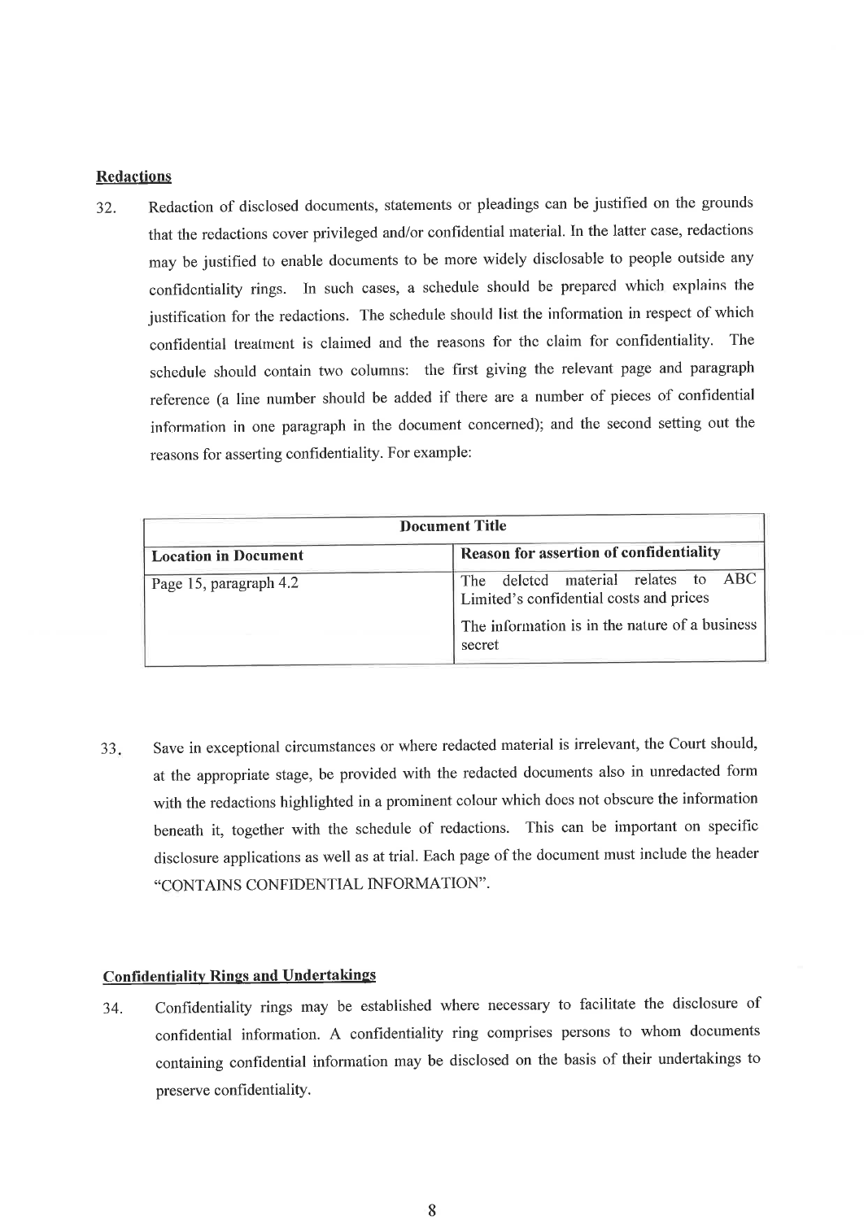**Redactions**

32. Redaction of disclosed documents, statements or pleadings can be justified on the grounds that the redactions cover privileged and/or confidential material. In the latter case, redactions may be justified to enable documents to be more widely disclosable to people outside any confidentiality rings. In such cases, a schedule should be prepared which explains the justification for the redactions. The schedule should list the information in respect of which confidential treatment is claimed and the reasons for the claim for confidentiality. The schedule should contain two columns: the first giving the relevant page and paragraph reference (a line number should be added if there are a number of pieces of confidential information in one paragraph in the document concerned); and the second setting out the reasons for asserting confidentiality. For example:

| **Document Title** | |
|---|---|
| **Location in Document** | **Reason for assertion of confidentiality** |
| Page 15, paragraph 4.2 | The deleted material relates to ABC Limited's confidential costs and prices<br><br>The information is in the nature of a business secret |

33. Save in exceptional circumstances or where redacted material is irrelevant, the Court should, at the appropriate stage, be provided with the redacted documents also in unredacted form with the redactions highlighted in a prominent colour which does not obscure the information beneath it, together with the schedule of redactions. This can be important on specific disclosure applications as well as at trial. Each page of the document must include the header "CONTAINS CONFIDENTIAL INFORMATION".

**Confidentiality Rings and Undertakings**

34. Confidentiality rings may be established where necessary to facilitate the disclosure of confidential information. A confidentiality ring comprises persons to whom documents containing confidential information may be disclosed on the basis of their undertakings to preserve confidentiality.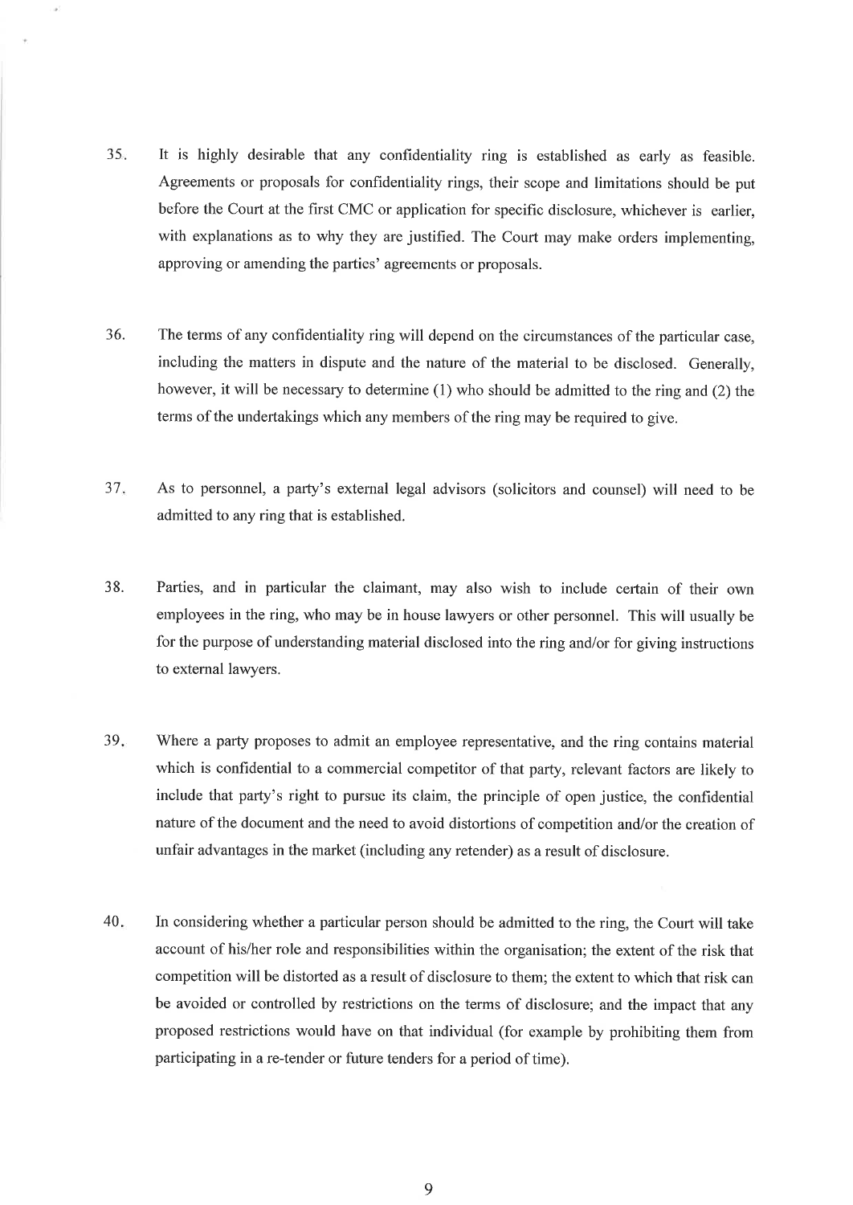35. It is highly desirable that any confidentiality ring is established as early as feasible. Agreements or proposals for confidentiality rings, their scope and limitations should be put before the Court at the first CMC or application for specific disclosure, whichever is earlier, with explanations as to why they are justified. The Court may make orders implementing, approving or amending the parties' agreements or proposals.

36. The terms of any confidentiality ring will depend on the circumstances of the particular case, including the matters in dispute and the nature of the material to be disclosed. Generally, however, it will be necessary to determine (1) who should be admitted to the ring and (2) the terms of the undertakings which any members of the ring may be required to give.

37. As to personnel, a party's external legal advisors (solicitors and counsel) will need to be admitted to any ring that is established.

38. Parties, and in particular the claimant, may also wish to include certain of their own employees in the ring, who may be in house lawyers or other personnel. This will usually be for the purpose of understanding material disclosed into the ring and/or for giving instructions to external lawyers.

39. Where a party proposes to admit an employee representative, and the ring contains material which is confidential to a commercial competitor of that party, relevant factors are likely to include that party's right to pursue its claim, the principle of open justice, the confidential nature of the document and the need to avoid distortions of competition and/or the creation of unfair advantages in the market (including any retender) as a result of disclosure.

40. In considering whether a particular person should be admitted to the ring, the Court will take account of his/her role and responsibilities within the organisation; the extent of the risk that competition will be distorted as a result of disclosure to them; the extent to which that risk can be avoided or controlled by restrictions on the terms of disclosure; and the impact that any proposed restrictions would have on that individual (for example by prohibiting them from participating in a re-tender or future tenders for a period of time).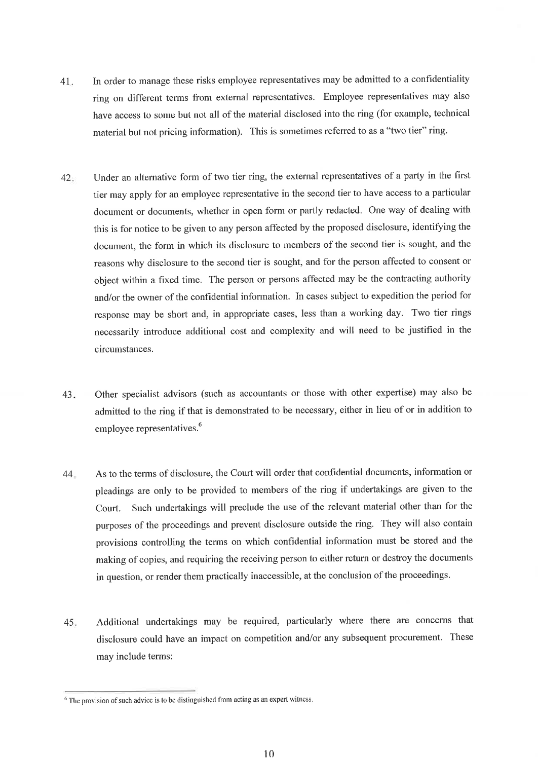41. In order to manage these risks employee representatives may be admitted to a confidentiality ring on different terms from external representatives. Employee representatives may also have access to some but not all of the material disclosed into the ring (for example, technical material but not pricing information). This is sometimes referred to as a "two tier" ring.

42. Under an alternative form of two tier ring, the external representatives of a party in the first tier may apply for an employee representative in the second tier to have access to a particular document or documents, whether in open form or partly redacted. One way of dealing with this is for notice to be given to any person affected by the proposed disclosure, identifying the document, the form in which its disclosure to members of the second tier is sought, and the reasons why disclosure to the second tier is sought, and for the person affected to consent or object within a fixed time. The person or persons affected may be the contracting authority and/or the owner of the confidential information. In cases subject to expedition the period for response may be short and, in appropriate cases, less than a working day. Two tier rings necessarily introduce additional cost and complexity and will need to be justified in the circumstances.

43. Other specialist advisors (such as accountants or those with other expertise) may also be admitted to the ring if that is demonstrated to be necessary, either in lieu of or in addition to employee representatives.[6]

44. As to the terms of disclosure, the Court will order that confidential documents, information or pleadings are only to be provided to members of the ring if undertakings are given to the Court. Such undertakings will preclude the use of the relevant material other than for the purposes of the proceedings and prevent disclosure outside the ring. They will also contain provisions controlling the terms on which confidential information must be stored and the making of copies, and requiring the receiving person to either return or destroy the documents in question, or render them practically inaccessible, at the conclusion of the proceedings.

45. Additional undertakings may be required, particularly where there are concerns that disclosure could have an impact on competition and/or any subsequent procurement. These may include terms:

---

[6] The provision of such advice is to be distinguished from acting as an expert witness.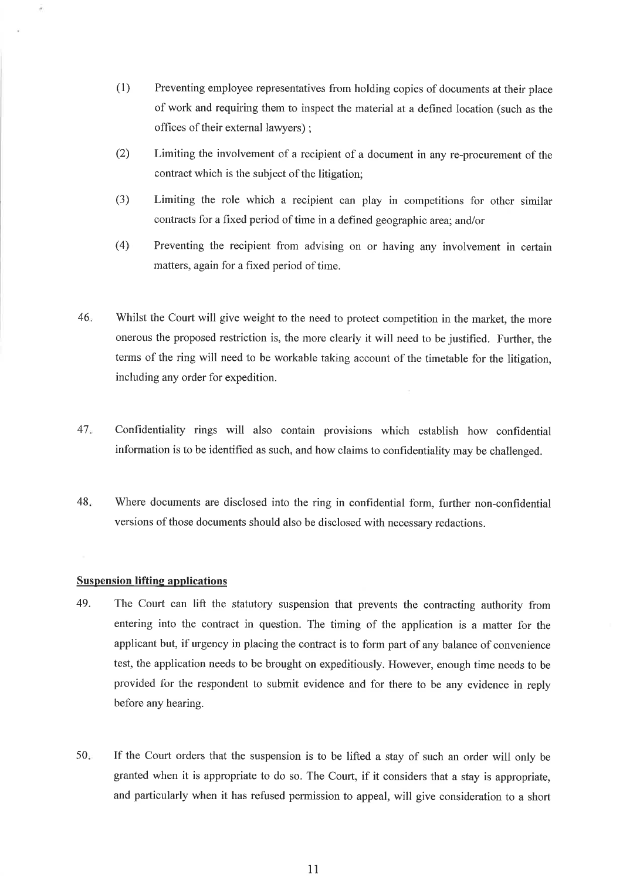(1) Preventing employee representatives from holding copies of documents at their place of work and requiring them to inspect the material at a defined location (such as the offices of their external lawyers) ;

(2) Limiting the involvement of a recipient of a document in any re-procurement of the contract which is the subject of the litigation;

(3) Limiting the role which a recipient can play in competitions for other similar contracts for a fixed period of time in a defined geographic area; and/or

(4) Preventing the recipient from advising on or having any involvement in certain matters, again for a fixed period of time.

46. Whilst the Court will give weight to the need to protect competition in the market, the more onerous the proposed restriction is, the more clearly it will need to be justified. Further, the terms of the ring will need to be workable taking account of the timetable for the litigation, including any order for expedition.

47. Confidentiality rings will also contain provisions which establish how confidential information is to be identified as such, and how claims to confidentiality may be challenged.

48. Where documents are disclosed into the ring in confidential form, further non-confidential versions of those documents should also be disclosed with necessary redactions.

**Suspension lifting applications**

49. The Court can lift the statutory suspension that prevents the contracting authority from entering into the contract in question. The timing of the application is a matter for the applicant but, if urgency in placing the contract is to form part of any balance of convenience test, the application needs to be brought on expeditiously. However, enough time needs to be provided for the respondent to submit evidence and for there to be any evidence in reply before any hearing.

50. If the Court orders that the suspension is to be lifted a stay of such an order will only be granted when it is appropriate to do so. The Court, if it considers that a stay is appropriate, and particularly when it has refused permission to appeal, will give consideration to a short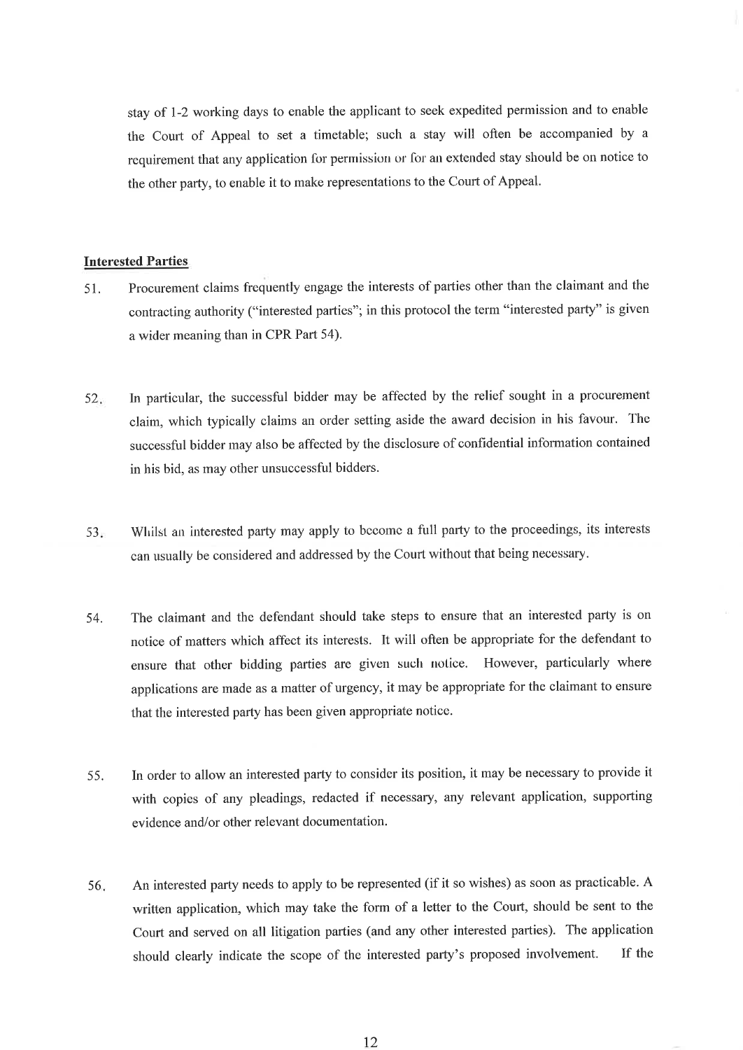stay of 1-2 working days to enable the applicant to seek expedited permission and to enable the Court of Appeal to set a timetable; such a stay will often be accompanied by a requirement that any application for permission or for an extended stay should be on notice to the other party, to enable it to make representations to the Court of Appeal.

**Interested Parties**

51. Procurement claims frequently engage the interests of parties other than the claimant and the contracting authority ("interested parties"; in this protocol the term "interested party" is given a wider meaning than in CPR Part 54).

52. In particular, the successful bidder may be affected by the relief sought in a procurement claim, which typically claims an order setting aside the award decision in his favour. The successful bidder may also be affected by the disclosure of confidential information contained in his bid, as may other unsuccessful bidders.

53. Whilst an interested party may apply to become a full party to the proceedings, its interests can usually be considered and addressed by the Court without that being necessary.

54. The claimant and the defendant should take steps to ensure that an interested party is on notice of matters which affect its interests. It will often be appropriate for the defendant to ensure that other bidding parties are given such notice. However, particularly where applications are made as a matter of urgency, it may be appropriate for the claimant to ensure that the interested party has been given appropriate notice.

55. In order to allow an interested party to consider its position, it may be necessary to provide it with copies of any pleadings, redacted if necessary, any relevant application, supporting evidence and/or other relevant documentation.

56. An interested party needs to apply to be represented (if it so wishes) as soon as practicable. A written application, which may take the form of a letter to the Court, should be sent to the Court and served on all litigation parties (and any other interested parties). The application should clearly indicate the scope of the interested party's proposed involvement. If the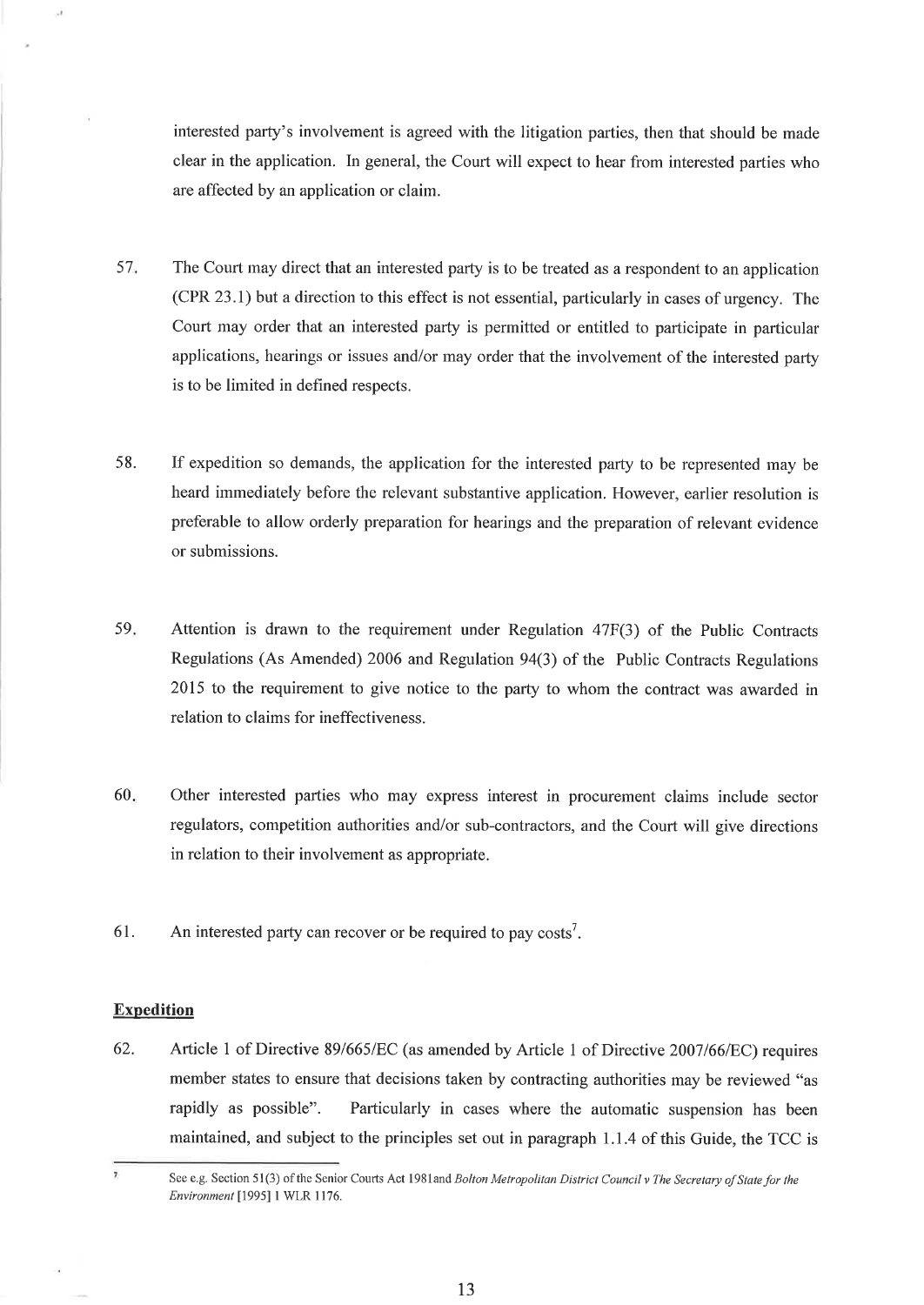interested party's involvement is agreed with the litigation parties, then that should be made clear in the application. In general, the Court will expect to hear from interested parties who are affected by an application or claim.

57. The Court may direct that an interested party is to be treated as a respondent to an application (CPR 23.1) but a direction to this effect is not essential, particularly in cases of urgency. The Court may order that an interested party is permitted or entitled to participate in particular applications, hearings or issues and/or may order that the involvement of the interested party is to be limited in defined respects.

58. If expedition so demands, the application for the interested party to be represented may be heard immediately before the relevant substantive application. However, earlier resolution is preferable to allow orderly preparation for hearings and the preparation of relevant evidence or submissions.

59. Attention is drawn to the requirement under Regulation 47F(3) of the Public Contracts Regulations (As Amended) 2006 and Regulation 94(3) of the Public Contracts Regulations 2015 to the requirement to give notice to the party to whom the contract was awarded in relation to claims for ineffectiveness.

60. Other interested parties who may express interest in procurement claims include sector regulators, competition authorities and/or sub-contractors, and the Court will give directions in relation to their involvement as appropriate.

61. An interested party can recover or be required to pay costs[7].

**Expedition**

62. Article 1 of Directive 89/665/EC (as amended by Article 1 of Directive 2007/66/EC) requires member states to ensure that decisions taken by contracting authorities may be reviewed "as rapidly as possible". Particularly in cases where the automatic suspension has been maintained, and subject to the principles set out in paragraph 1.1.4 of this Guide, the TCC is

[7] See e.g. Section 51(3) of the Senior Courts Act 1981and *Bolton Metropolitan District Council v The Secretary of State for the Environment* [1995] 1 WLR 1176.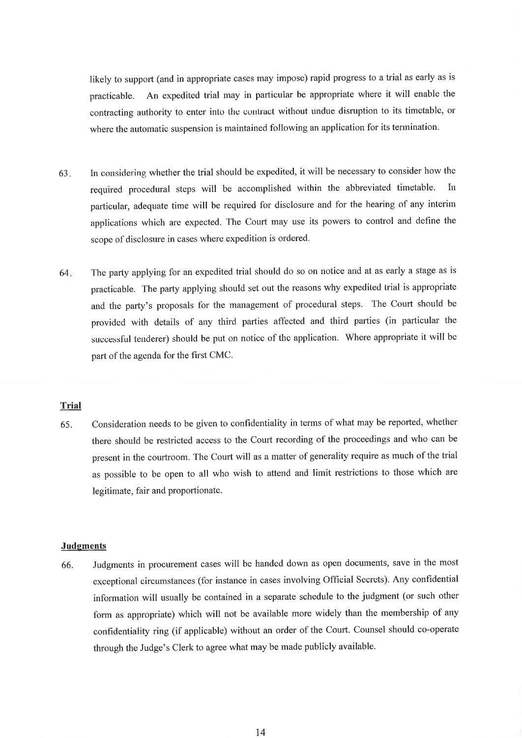likely to support (and in appropriate cases may impose) rapid progress to a trial as early as is practicable. An expedited trial may in particular be appropriate where it will enable the contracting authority to enter into the contract without undue disruption to its timetable, or where the automatic suspension is maintained following an application for its termination.

63. In considering whether the trial should be expedited, it will be necessary to consider how the required procedural steps will be accomplished within the abbreviated timetable. In particular, adequate time will be required for disclosure and for the hearing of any interim applications which are expected. The Court may use its powers to control and define the scope of disclosure in cases where expedition is ordered.

64. The party applying for an expedited trial should do so on notice and at as early a stage as is practicable. The party applying should set out the reasons why expedited trial is appropriate and the party's proposals for the management of procedural steps. The Court should be provided with details of any third parties affected and third parties (in particular the successful tenderer) should be put on notice of the application. Where appropriate it will be part of the agenda for the first CMC.

## Trial

65. Consideration needs to be given to confidentiality in terms of what may be reported, whether there should be restricted access to the Court recording of the proceedings and who can be present in the courtroom. The Court will as a matter of generality require as much of the trial as possible to be open to all who wish to attend and limit restrictions to those which are legitimate, fair and proportionate.

## Judgments

66. Judgments in procurement cases will be handed down as open documents, save in the most exceptional circumstances (for instance in cases involving Official Secrets). Any confidential information will usually be contained in a separate schedule to the judgment (or such other form as appropriate) which will not be available more widely than the membership of any confidentiality ring (if applicable) without an order of the Court. Counsel should co-operate through the Judge's Clerk to agree what may be made publicly available.